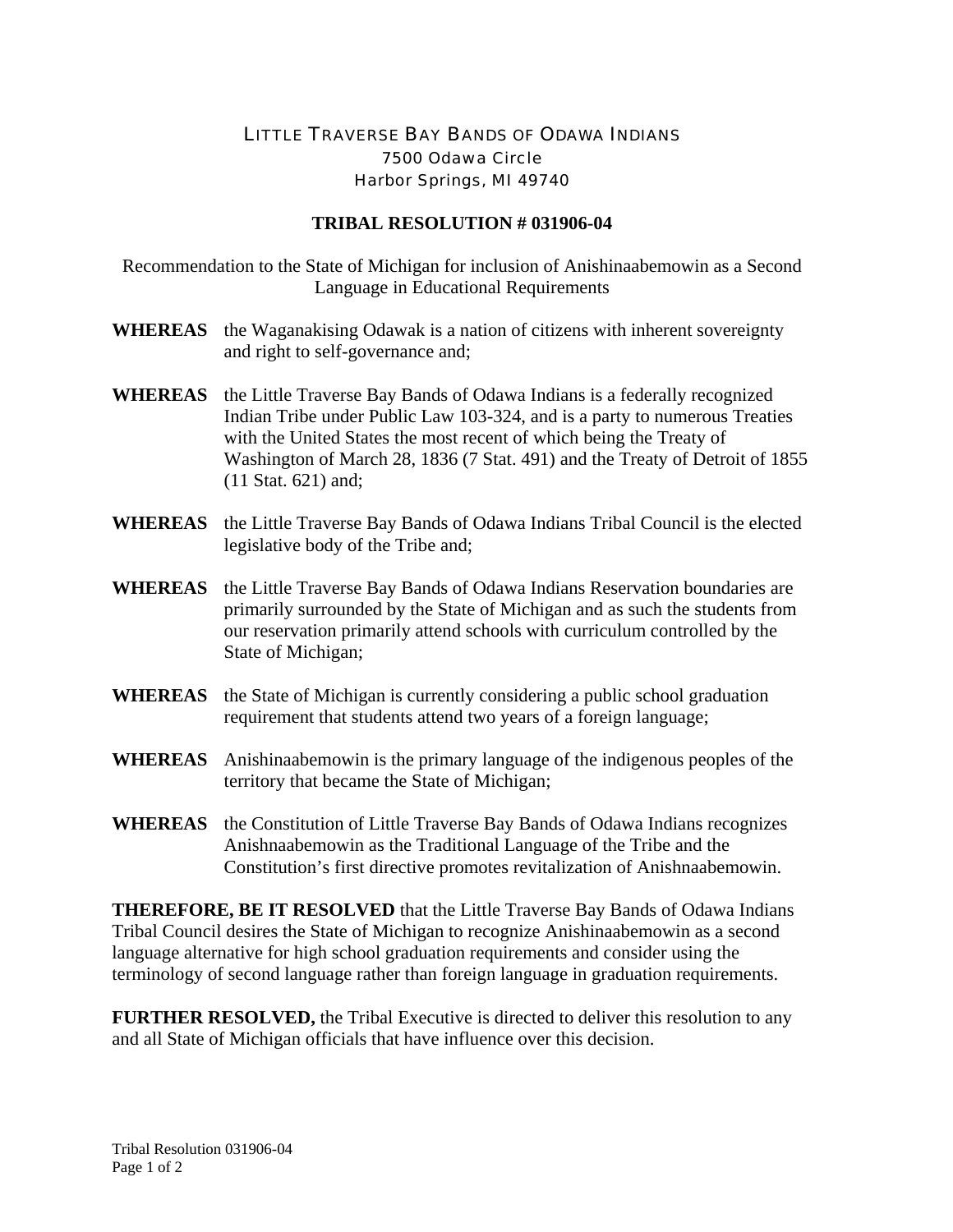# LITTLE TRAVERSE BAY BANDS OF ODAWA INDIANS

7500 Odawa Circle
Harbor Springs, MI 49740

## TRIBAL RESOLUTION # 031906-04

Recommendation to the State of Michigan for inclusion of Anishinaabemowin as a Second Language in Educational Requirements

**WHEREAS** the Waganakising Odawak is a nation of citizens with inherent sovereignty and right to self-governance and;

**WHEREAS** the Little Traverse Bay Bands of Odawa Indians is a federally recognized Indian Tribe under Public Law 103-324, and is a party to numerous Treaties with the United States the most recent of which being the Treaty of Washington of March 28, 1836 (7 Stat. 491) and the Treaty of Detroit of 1855 (11 Stat. 621) and;

**WHEREAS** the Little Traverse Bay Bands of Odawa Indians Tribal Council is the elected legislative body of the Tribe and;

**WHEREAS** the Little Traverse Bay Bands of Odawa Indians Reservation boundaries are primarily surrounded by the State of Michigan and as such the students from our reservation primarily attend schools with curriculum controlled by the State of Michigan;

**WHEREAS** the State of Michigan is currently considering a public school graduation requirement that students attend two years of a foreign language;

**WHEREAS** Anishinaabemowin is the primary language of the indigenous peoples of the territory that became the State of Michigan;

**WHEREAS** the Constitution of Little Traverse Bay Bands of Odawa Indians recognizes Anishnaabemowin as the Traditional Language of the Tribe and the Constitution's first directive promotes revitalization of Anishnaabemowin.

**THEREFORE, BE IT RESOLVED** that the Little Traverse Bay Bands of Odawa Indians Tribal Council desires the State of Michigan to recognize Anishinaabemowin as a second language alternative for high school graduation requirements and consider using the terminology of second language rather than foreign language in graduation requirements.

**FURTHER RESOLVED,** the Tribal Executive is directed to deliver this resolution to any and all State of Michigan officials that have influence over this decision.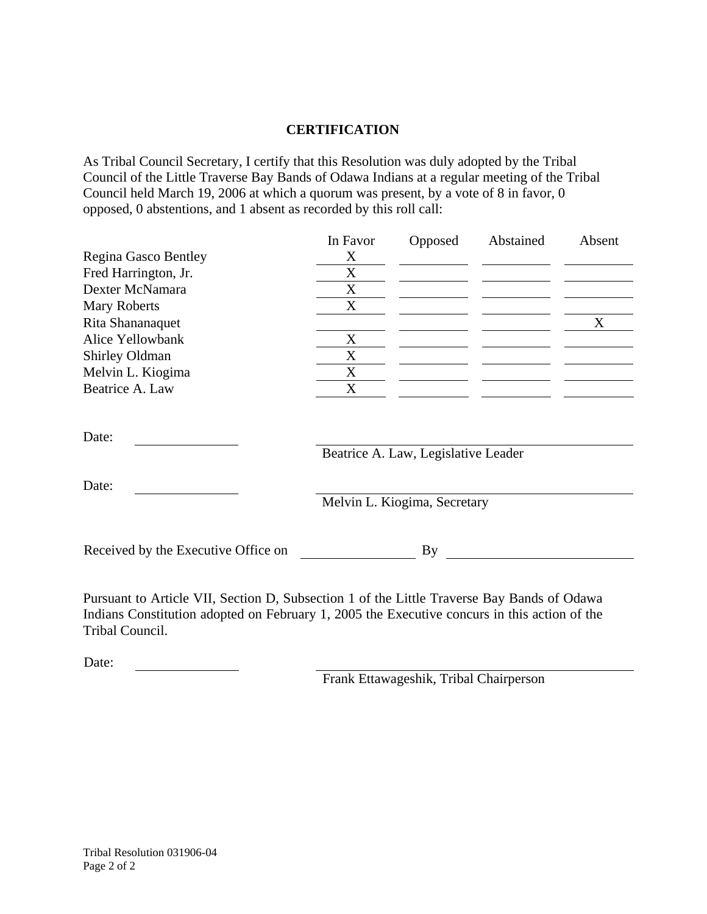## CERTIFICATION

As Tribal Council Secretary, I certify that this Resolution was duly adopted by the Tribal Council of the Little Traverse Bay Bands of Odawa Indians at a regular meeting of the Tribal Council held March 19, 2006 at which a quorum was present, by a vote of 8 in favor, 0 opposed, 0 abstentions, and 1 absent as recorded by this roll call:

| | In Favor | Opposed | Abstained | Absent |
|---|---|---|---|---|
| Regina Gasco Bentley | X | | | |
| Fred Harrington, Jr. | X | | | |
| Dexter McNamara | X | | | |
| Mary Roberts | X | | | |
| Rita Shananaquet | | | | X |
| Alice Yellowbank | X | | | |
| Shirley Oldman | X | | | |
| Melvin L. Kiogima | X | | | |
| Beatrice A. Law | X | | | |

Date: ______________ ______________________________
Beatrice A. Law, Legislative Leader

Date: ______________ ______________________________
Melvin L. Kiogima, Secretary

Received by the Executive Office on ______________ By ______________________

Pursuant to Article VII, Section D, Subsection 1 of the Little Traverse Bay Bands of Odawa Indians Constitution adopted on February 1, 2005 the Executive concurs in this action of the Tribal Council.

Date: ______________ ______________________________
Frank Ettawageshik, Tribal Chairperson

Tribal Resolution 031906-04